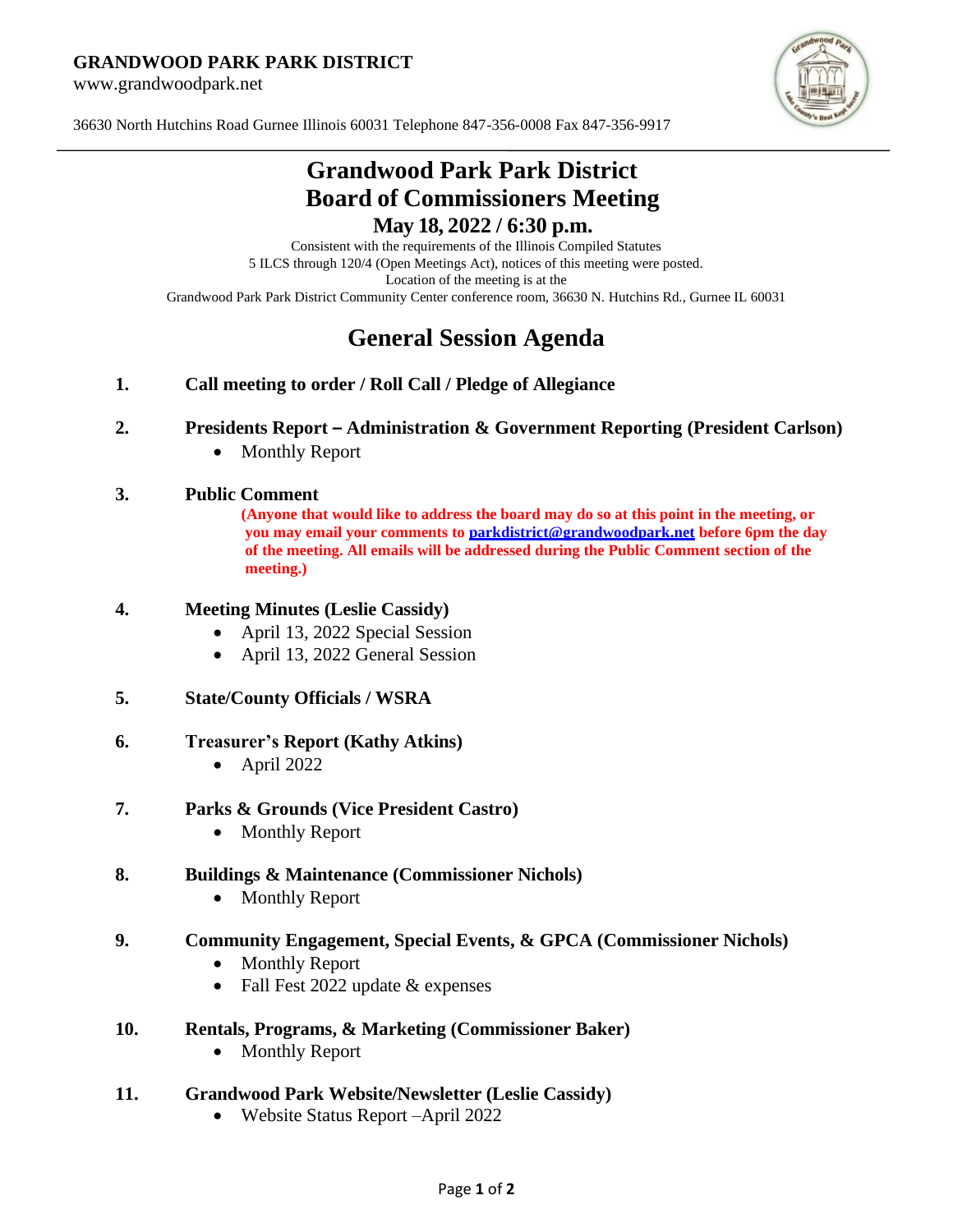**GRANDWOOD PARK PARK DISTRICT**

www.grandwoodpark.net

36630 North Hutchins Road Gurnee Illinois 60031 Telephone 847-356-0008 Fax 847-356-9917

# Grandwood Park Park District
# Board of Commissioners Meeting
## May 18, 2022 / 6:30 p.m.

Consistent with the requirements of the Illinois Compiled Statutes
5 ILCS through 120/4 (Open Meetings Act), notices of this meeting were posted.
Location of the meeting is at the
Grandwood Park Park District Community Center conference room, 36630 N. Hutchins Rd., Gurnee IL 60031

# General Session Agenda

**1. Call meeting to order / Roll Call / Pledge of Allegiance**

**2. Presidents Report – Administration & Government Reporting (President Carlson)**
- Monthly Report

**3. Public Comment**

**(Anyone that would like to address the board may do so at this point in the meeting, or you may email your comments to parkdistrict@grandwoodpark.net before 6pm the day of the meeting. All emails will be addressed during the Public Comment section of the meeting.)**

**4. Meeting Minutes (Leslie Cassidy)**
- April 13, 2022 Special Session
- April 13, 2022 General Session

**5. State/County Officials / WSRA**

**6. Treasurer's Report (Kathy Atkins)**
- April 2022

**7. Parks & Grounds (Vice President Castro)**
- Monthly Report

**8. Buildings & Maintenance (Commissioner Nichols)**
- Monthly Report

**9. Community Engagement, Special Events, & GPCA (Commissioner Nichols)**
- Monthly Report
- Fall Fest 2022 update & expenses

**10. Rentals, Programs, & Marketing (Commissioner Baker)**
- Monthly Report

**11. Grandwood Park Website/Newsletter (Leslie Cassidy)**
- Website Status Report –April 2022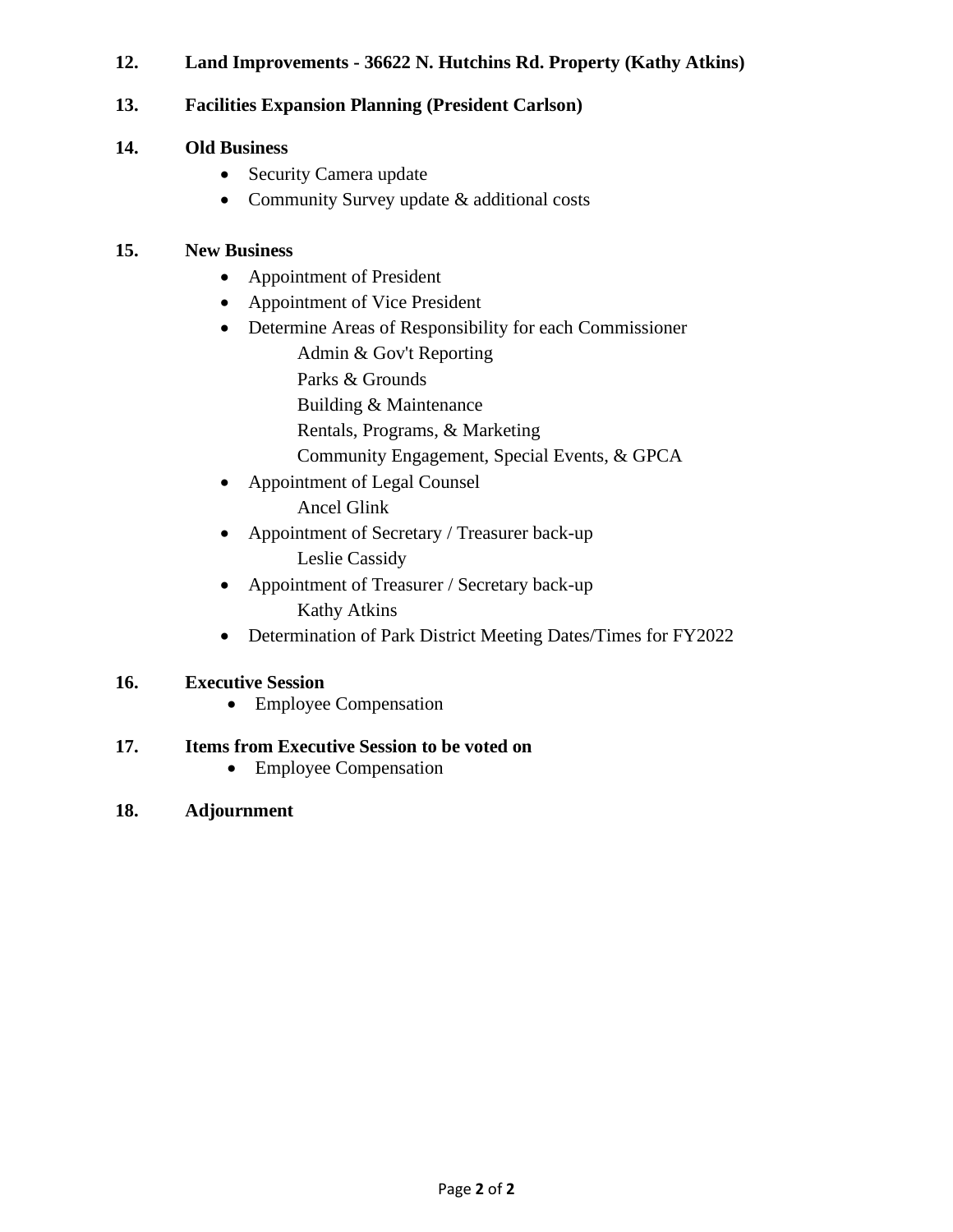**12. Land Improvements - 36622 N. Hutchins Rd. Property (Kathy Atkins)**

**13. Facilities Expansion Planning (President Carlson)**

**14. Old Business**

- Security Camera update
- Community Survey update & additional costs

**15. New Business**

- Appointment of President
- Appointment of Vice President
- Determine Areas of Responsibility for each Commissioner
  - Admin & Gov't Reporting
  - Parks & Grounds
  - Building & Maintenance
  - Rentals, Programs, & Marketing
  - Community Engagement, Special Events, & GPCA
- Appointment of Legal Counsel
  - Ancel Glink
- Appointment of Secretary / Treasurer back-up
  - Leslie Cassidy
- Appointment of Treasurer / Secretary back-up
  - Kathy Atkins
- Determination of Park District Meeting Dates/Times for FY2022

**16. Executive Session**

- Employee Compensation

**17. Items from Executive Session to be voted on**

- Employee Compensation

**18. Adjournment**